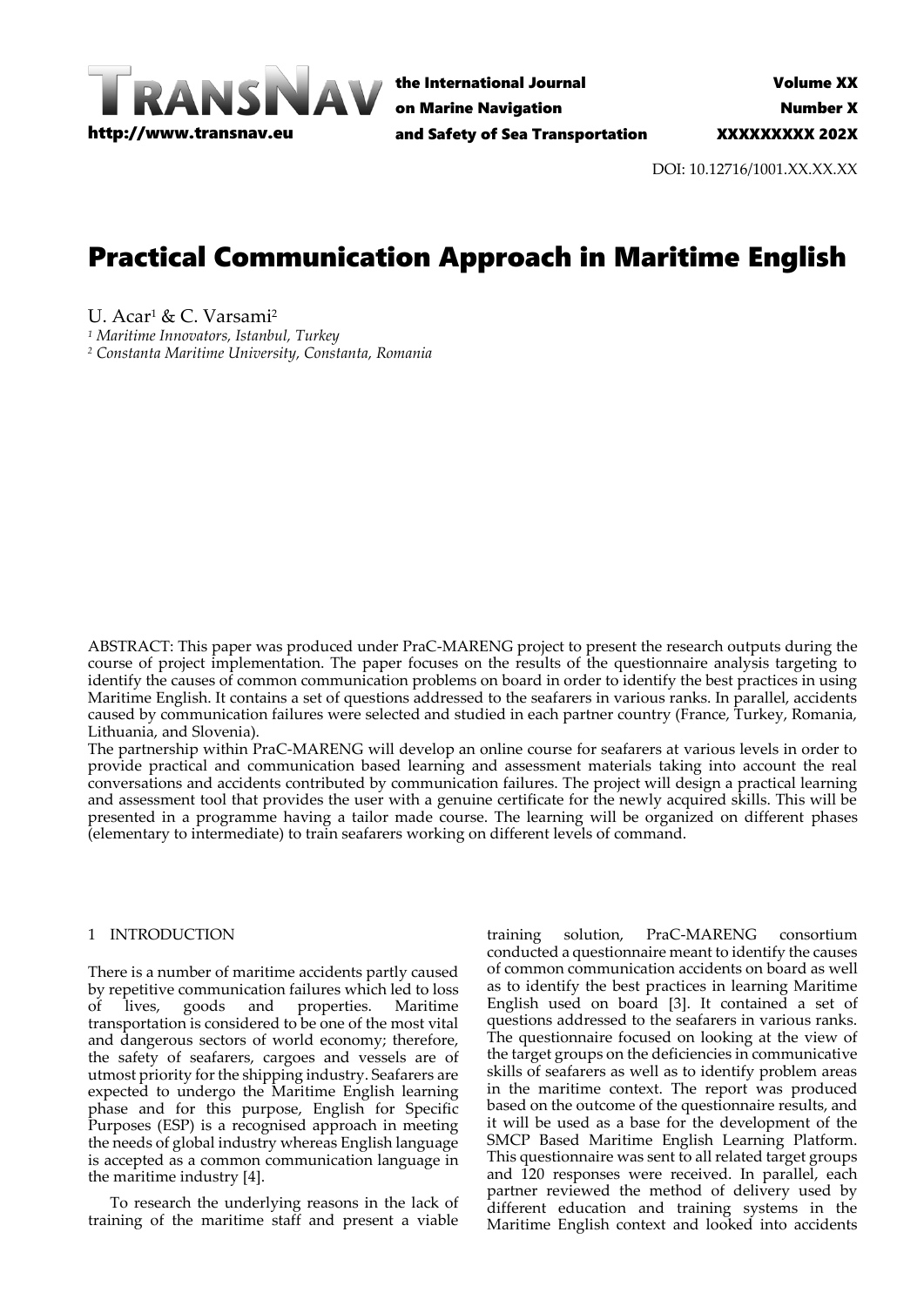DOI: 10.12716/1001.XX.XX.XX

# Practical Communication Approach in Maritime English

U. Acar[1] & C. Varsami[2]

[1] *Maritime Innovators, Istanbul, Turkey*
[2] *Constanta Maritime University, Constanta, Romania*

ABSTRACT: This paper was produced under PraC-MARENG project to present the research outputs during the course of project implementation. The paper focuses on the results of the questionnaire analysis targeting to identify the causes of common communication problems on board in order to identify the best practices in using Maritime English. It contains a set of questions addressed to the seafarers in various ranks. In parallel, accidents caused by communication failures were selected and studied in each partner country (France, Turkey, Romania, Lithuania, and Slovenia).

The partnership within PraC-MARENG will develop an online course for seafarers at various levels in order to provide practical and communication based learning and assessment materials taking into account the real conversations and accidents contributed by communication failures. The project will design a practical learning and assessment tool that provides the user with a genuine certificate for the newly acquired skills. This will be presented in a programme having a tailor made course. The learning will be organized on different phases (elementary to intermediate) to train seafarers working on different levels of command.

## 1 INTRODUCTION

There is a number of maritime accidents partly caused by repetitive communication failures which led to loss of lives, goods and properties. Maritime transportation is considered to be one of the most vital and dangerous sectors of world economy; therefore, the safety of seafarers, cargoes and vessels are of utmost priority for the shipping industry. Seafarers are expected to undergo the Maritime English learning phase and for this purpose, English for Specific Purposes (ESP) is a recognised approach in meeting the needs of global industry whereas English language is accepted as a common communication language in the maritime industry [4].

To research the underlying reasons in the lack of training of the maritime staff and present a viable training solution, PraC-MARENG consortium conducted a questionnaire meant to identify the causes of common communication accidents on board as well as to identify the best practices in learning Maritime English used on board [3]. It contained a set of questions addressed to the seafarers in various ranks. The questionnaire focused on looking at the view of the target groups on the deficiencies in communicative skills of seafarers as well as to identify problem areas in the maritime context. The report was produced based on the outcome of the questionnaire results, and it will be used as a base for the development of the SMCP Based Maritime English Learning Platform. This questionnaire was sent to all related target groups and 120 responses were received. In parallel, each partner reviewed the method of delivery used by different education and training systems in the Maritime English context and looked into accidents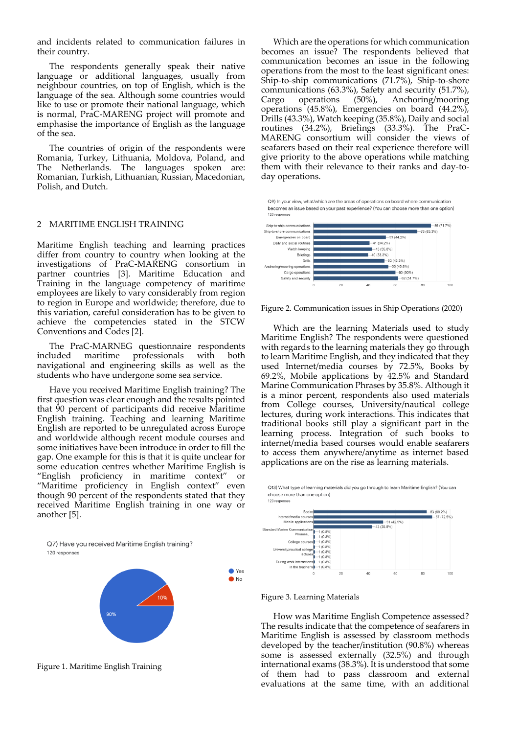and incidents related to communication failures in their country.

The respondents generally speak their native language or additional languages, usually from neighbour countries, on top of English, which is the language of the sea. Although some countries would like to use or promote their national language, which is normal, PraC-MARENG project will promote and emphasise the importance of English as the language of the sea.

The countries of origin of the respondents were Romania, Turkey, Lithuania, Moldova, Poland, and The Netherlands. The languages spoken are: Romanian, Turkish, Lithuanian, Russian, Macedonian, Polish, and Dutch.

## 2 MARITIME ENGLISH TRAINING

Maritime English teaching and learning practices differ from country to country when looking at the investigations of PraC-MARENG consortium in partner countries [3]. Maritime Education and Training in the language competency of maritime employees are likely to vary considerably from region to region in Europe and worldwide; therefore, due to this variation, careful consideration has to be given to achieve the competencies stated in the STCW Conventions and Codes [2].

The PraC-MARNEG questionnaire respondents included maritime professionals with both navigational and engineering skills as well as the students who have undergone some sea service.

Have you received Maritime English training? The first question was clear enough and the results pointed that 90 percent of participants did receive Maritime English training. Teaching and learning Maritime English are reported to be unregulated across Europe and worldwide although recent module courses and some initiatives have been introduce in order to fill the gap. One example for this is that it is quite unclear for some education centres whether Maritime English is "English proficiency in maritime context" or "Maritime proficiency in English context" even though 90 percent of the respondents stated that they received Maritime English training in one way or another [5].

Figure 1. Maritime English Training

Which are the operations for which communication becomes an issue? The respondents believed that communication becomes an issue in the following operations from the most to the least significant ones: Ship-to-ship communications (71.7%), Ship-to-shore communications (63.3%), Safety and security (51.7%), Cargo operations (50%), Anchoring/mooring operations (45.8%), Emergencies on board (44.2%), Drills (43.3%), Watch keeping (35.8%), Daily and social routines (34.2%), Briefings (33.3%). The PraC-MARENG consortium will consider the views of seafarers based on their real experience therefore will give priority to the above operations while matching them with their relevance to their ranks and day-to-day operations.

Figure 2. Communication issues in Ship Operations (2020)

Which are the learning Materials used to study Maritime English? The respondents were questioned with regards to the learning materials they go through to learn Maritime English, and they indicated that they used Internet/media courses by 72.5%, Books by 69.2%, Mobile applications by 42.5% and Standard Marine Communication Phrases by 35.8%. Although it is a minor percent, respondents also used materials from College courses, University/nautical college lectures, during work interactions. This indicates that traditional books still play a significant part in the learning process. Integration of such books to internet/media based courses would enable seafarers to access them anywhere/anytime as internet based applications are on the rise as learning materials.

Figure 3. Learning Materials

How was Maritime English Competence assessed? The results indicate that the competence of seafarers in Maritime English is assessed by classroom methods developed by the teacher/institution (90.8%) whereas some is assessed externally (32.5%) and through international exams (38.3%). It is understood that some of them had to pass classroom and external evaluations at the same time, with an additional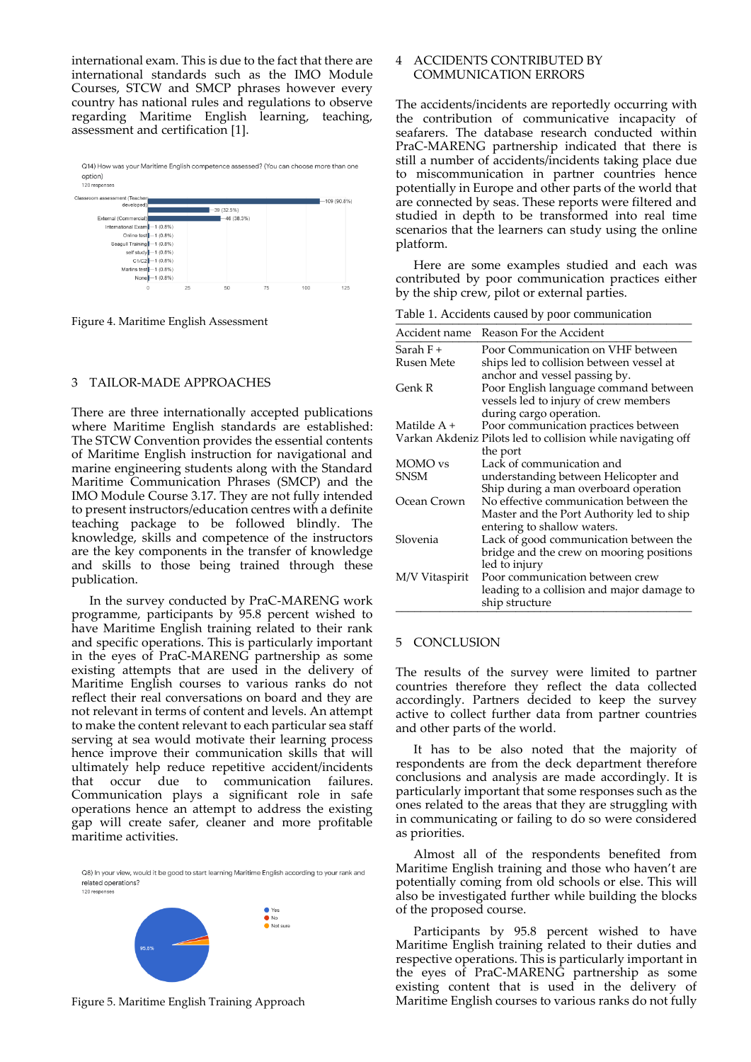international exam. This is due to the fact that there are international standards such as the IMO Module Courses, STCW and SMCP phrases however every country has national rules and regulations to observe regarding Maritime English learning, teaching, assessment and certification [1].

Figure 4. Maritime English Assessment

## 3 TAILOR-MADE APPROACHES

There are three internationally accepted publications where Maritime English standards are established: The STCW Convention provides the essential contents of Maritime English instruction for navigational and marine engineering students along with the Standard Maritime Communication Phrases (SMCP) and the IMO Module Course 3.17. They are not fully intended to present instructors/education centres with a definite teaching package to be followed blindly. The knowledge, skills and competence of the instructors are the key components in the transfer of knowledge and skills to those being trained through these publication.

In the survey conducted by PraC-MARENG work programme, participants by 95.8 percent wished to have Maritime English training related to their rank and specific operations. This is particularly important in the eyes of PraC-MARENG partnership as some existing attempts that are used in the delivery of Maritime English courses to various ranks do not reflect their real conversations on board and they are not relevant in terms of content and levels. An attempt to make the content relevant to each particular sea staff serving at sea would motivate their learning process hence improve their communication skills that will ultimately help reduce repetitive accident/incidents that occur due to communication failures. Communication plays a significant role in safe operations hence an attempt to address the existing gap will create safer, cleaner and more profitable maritime activities.

Figure 5. Maritime English Training Approach

## 4 ACCIDENTS CONTRIBUTED BY COMMUNICATION ERRORS

The accidents/incidents are reportedly occurring with the contribution of communicative incapacity of seafarers. The database research conducted within PraC-MARENG partnership indicated that there is still a number of accidents/incidents taking place due to miscommunication in partner countries hence potentially in Europe and other parts of the world that are connected by seas. These reports were filtered and studied in depth to be transformed into real time scenarios that the learners can study using the online platform.

Here are some examples studied and each was contributed by poor communication practices either by the ship crew, pilot or external parties.

Table 1. Accidents caused by poor communication

| Accident name | Reason For the Accident |
|---|---|
| Sarah F + Rusen Mete | Poor Communication on VHF between ships led to collision between vessel at anchor and vessel passing by. |
| Genk R | Poor English language command between vessels led to injury of crew members during cargo operation. |
| Matilde A + Varkan Akdeniz | Poor communication practices between Pilots led to collision while navigating off the port |
| MOMO vs SNSM | Lack of communication and understanding between Helicopter and Ship during a man overboard operation |
| Ocean Crown | No effective communication between the Master and the Port Authority led to ship entering to shallow waters. |
| Slovenia | Lack of good communication between the bridge and the crew on mooring positions led to injury |
| M/V Vitaspirit | Poor communication between crew leading to a collision and major damage to ship structure |

## 5 CONCLUSION

The results of the survey were limited to partner countries therefore they reflect the data collected accordingly. Partners decided to keep the survey active to collect further data from partner countries and other parts of the world.

It has to be also noted that the majority of respondents are from the deck department therefore conclusions and analysis are made accordingly. It is particularly important that some responses such as the ones related to the areas that they are struggling with in communicating or failing to do so were considered as priorities.

Almost all of the respondents benefited from Maritime English training and those who haven't are potentially coming from old schools or else. This will also be investigated further while building the blocks of the proposed course.

Participants by 95.8 percent wished to have Maritime English training related to their duties and respective operations. This is particularly important in the eyes of PraC-MARENG partnership as some existing content that is used in the delivery of Maritime English courses to various ranks do not fully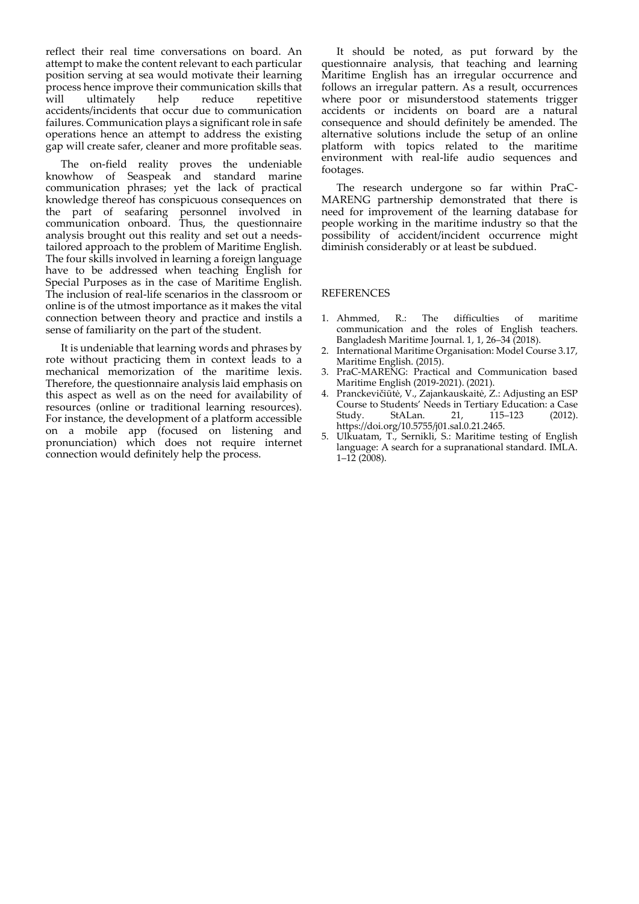reflect their real time conversations on board. An attempt to make the content relevant to each particular position serving at sea would motivate their learning process hence improve their communication skills that will ultimately help reduce repetitive accidents/incidents that occur due to communication failures. Communication plays a significant role in safe operations hence an attempt to address the existing gap will create safer, cleaner and more profitable seas.

The on-field reality proves the undeniable knowhow of Seaspeak and standard marine communication phrases; yet the lack of practical knowledge thereof has conspicuous consequences on the part of seafaring personnel involved in communication onboard. Thus, the questionnaire analysis brought out this reality and set out a needs-tailored approach to the problem of Maritime English. The four skills involved in learning a foreign language have to be addressed when teaching English for Special Purposes as in the case of Maritime English. The inclusion of real-life scenarios in the classroom or online is of the utmost importance as it makes the vital connection between theory and practice and instils a sense of familiarity on the part of the student.

It is undeniable that learning words and phrases by rote without practicing them in context leads to a mechanical memorization of the maritime lexis. Therefore, the questionnaire analysis laid emphasis on this aspect as well as on the need for availability of resources (online or traditional learning resources). For instance, the development of a platform accessible on a mobile app (focused on listening and pronunciation) which does not require internet connection would definitely help the process.

It should be noted, as put forward by the questionnaire analysis, that teaching and learning Maritime English has an irregular occurrence and follows an irregular pattern. As a result, occurrences where poor or misunderstood statements trigger accidents or incidents on board are a natural consequence and should definitely be amended. The alternative solutions include the setup of an online platform with topics related to the maritime environment with real-life audio sequences and footages.

The research undergone so far within PraC-MARENG partnership demonstrated that there is need for improvement of the learning database for people working in the maritime industry so that the possibility of accident/incident occurrence might diminish considerably or at least be subdued.

## REFERENCES

1. Ahmmed, R.: The difficulties of maritime communication and the roles of English teachers. Bangladesh Maritime Journal. 1, 1, 26–34 (2018).
2. International Maritime Organisation: Model Course 3.17, Maritime English. (2015).
3. PraC-MARENG: Practical and Communication based Maritime English (2019-2021). (2021).
4. Pranckevičiūtė, V., Zajankauskaitė, Z.: Adjusting an ESP Course to Students' Needs in Tertiary Education: a Case Study. StALan. 21, 115–123 (2012). https://doi.org/10.5755/j01.sal.0.21.2465.
5. Ulkuatam, T., Sernikli, S.: Maritime testing of English language: A search for a supranational standard. IMLA. 1–12 (2008).